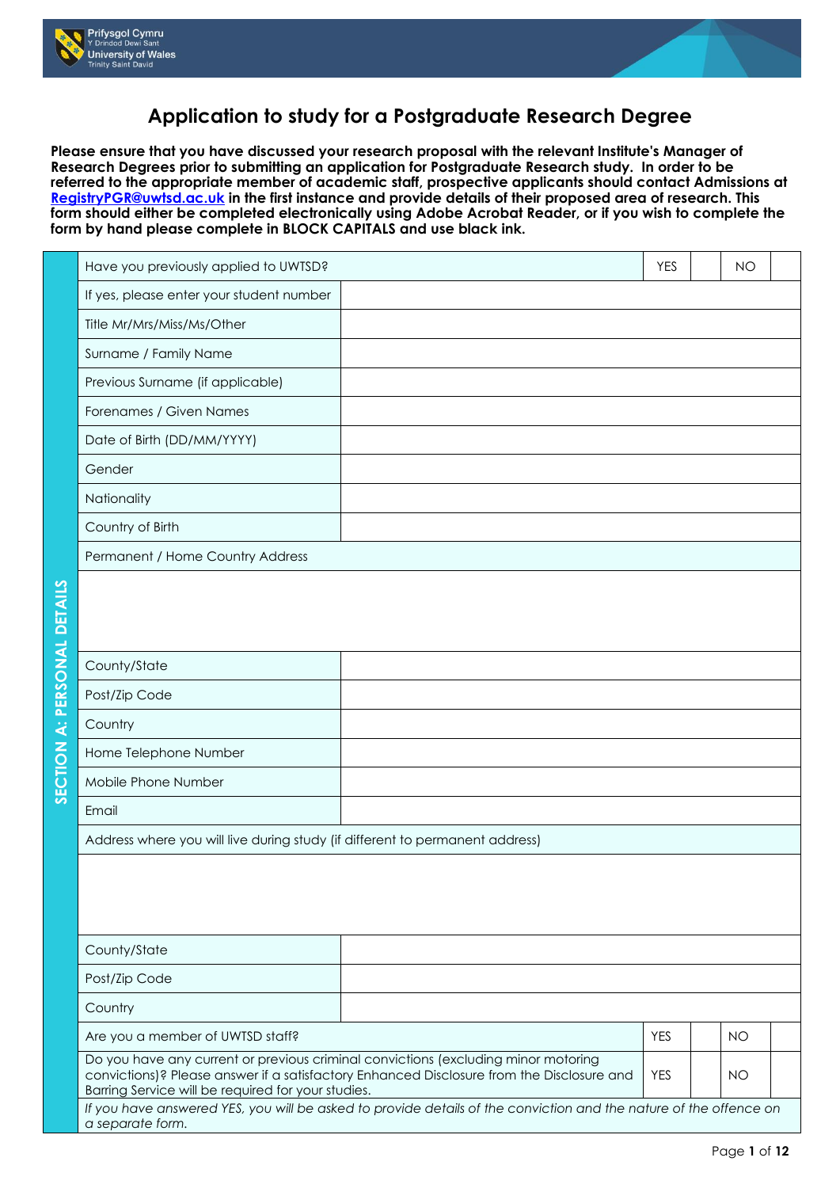Prifysgol Cymru Y Drindod Dewi Sant
University of Wales Trinity Saint David

# Application to study for a Postgraduate Research Degree

**Please ensure that you have discussed your research proposal with the relevant Institute's Manager of Research Degrees prior to submitting an application for Postgraduate Research study. In order to be referred to the appropriate member of academic staff, prospective applicants should contact Admissions at [RegistryPGR@uwtsd.ac.uk](mailto:RegistryPGR@uwtsd.ac.uk) in the first instance and provide details of their proposed area of research. This form should either be completed electronically using Adobe Acrobat Reader, or if you wish to complete the form by hand please complete in BLOCK CAPITALS and use black ink.**

## SECTION A: PERSONAL DETAILS

| | | | | |
|---|---|---|---|---|
| Have you previously applied to UWTSD? | YES | | NO | |
| If yes, please enter your student number | | | | |
| Title Mr/Mrs/Miss/Ms/Other | | | | |
| Surname / Family Name | | | | |
| Previous Surname (if applicable) | | | | |
| Forenames / Given Names | | | | |
| Date of Birth (DD/MM/YYYY) | | | | |
| Gender | | | | |
| Nationality | | | | |
| Country of Birth | | | | |
| Permanent / Home Country Address | | | | |
| | | | | |
| County/State | | | | |
| Post/Zip Code | | | | |
| Country | | | | |
| Home Telephone Number | | | | |
| Mobile Phone Number | | | | |
| Email | | | | |
| Address where you will live during study (if different to permanent address) | | | | |
| | | | | |
| County/State | | | | |
| Post/Zip Code | | | | |
| Country | | | | |
| Are you a member of UWTSD staff? | YES | | NO | |
| Do you have any current or previous criminal convictions (excluding minor motoring convictions)? Please answer if a satisfactory Enhanced Disclosure from the Disclosure and Barring Service will be required for your studies. | YES | | NO | |

*If you have answered YES, you will be asked to provide details of the conviction and the nature of the offence on a separate form.*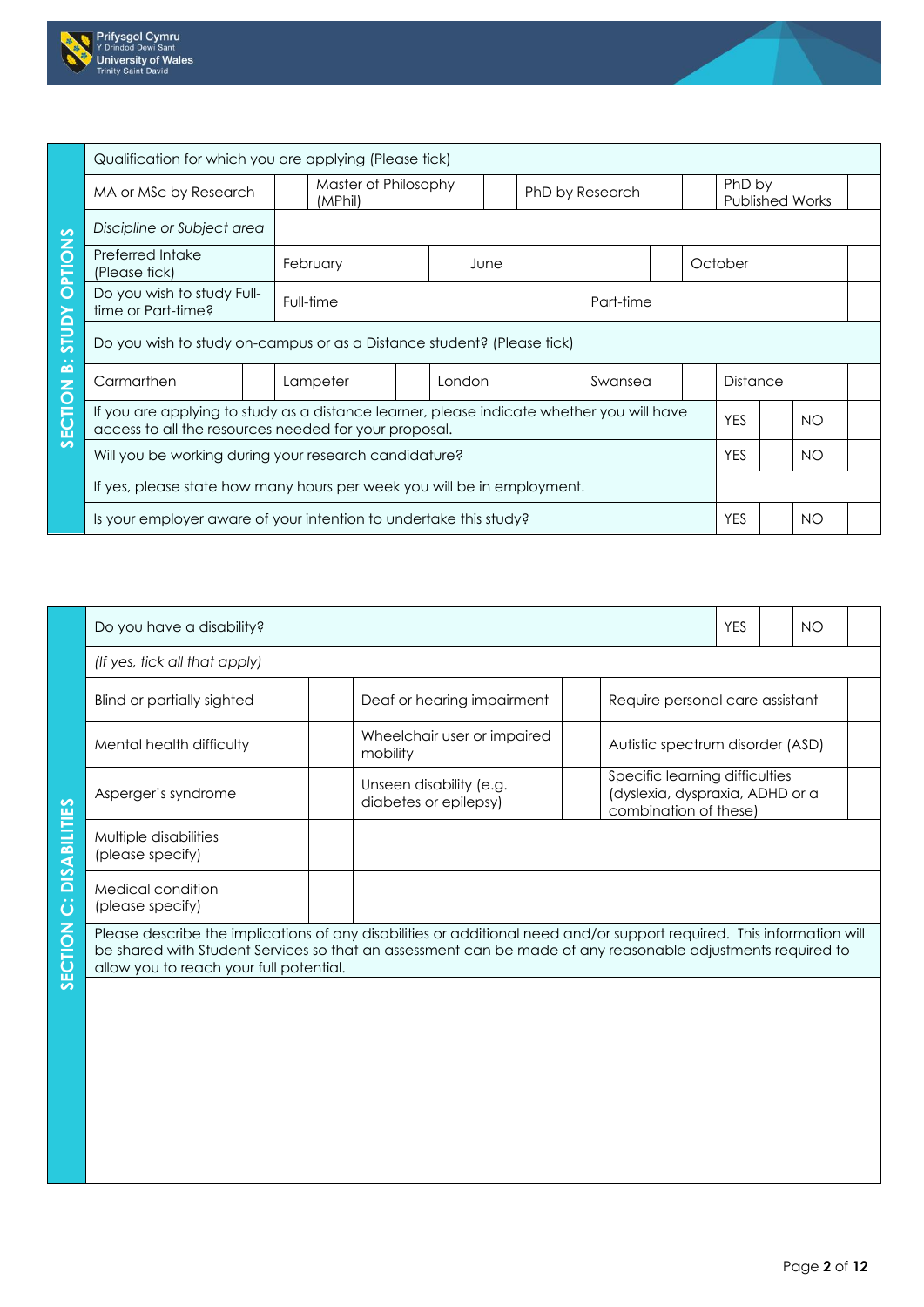## SECTION B: STUDY OPTIONS

| Qualification for which you are applying (Please tick) | | | | | | | |
|---|---|---|---|---|---|---|---|
| MA or MSc by Research | | Master of Philosophy (MPhil) | | PhD by Research | | PhD by Published Works | |
| *Discipline or Subject area* | | | | | | | |
| Preferred Intake (Please tick) | February | | June | | October | | |
| Do you wish to study Full-time or Part-time? | Full-time | | Part-time | | | | |

| Do you wish to study on-campus or as a Distance student? (Please tick) | | | | | | | | | |
|---|---|---|---|---|---|---|---|---|---|
| Carmarthen | | Lampeter | | London | | Swansea | | Distance | |

| | | | | |
|---|---|---|---|---|
| If you are applying to study as a distance learner, please indicate whether you will have access to all the resources needed for your proposal. | YES | | NO | |
| Will you be working during your research candidature? | YES | | NO | |
| If yes, please state how many hours per week you will be in employment. | | | | |
| Is your employer aware of your intention to undertake this study? | YES | | NO | |

## SECTION C: DISABILITIES

| Do you have a disability? | | | | YES | | NO | |
|---|---|---|---|---|---|---|---|
| *(If yes, tick all that apply)* | | | | | | | |
| Blind or partially sighted | | Deaf or hearing impairment | | Require personal care assistant | | | |
| Mental health difficulty | | Wheelchair user or impaired mobility | | Autistic spectrum disorder (ASD) | | | |
| Asperger's syndrome | | Unseen disability (e.g. diabetes or epilepsy) | | Specific learning difficulties (dyslexia, dyspraxia, ADHD or a combination of these) | | | |
| Multiple disabilities (please specify) | | | | | | | |
| Medical condition (please specify) | | | | | | | |

Please describe the implications of any disabilities or additional need and/or support required. This information will be shared with Student Services so that an assessment can be made of any reasonable adjustments required to allow you to reach your full potential.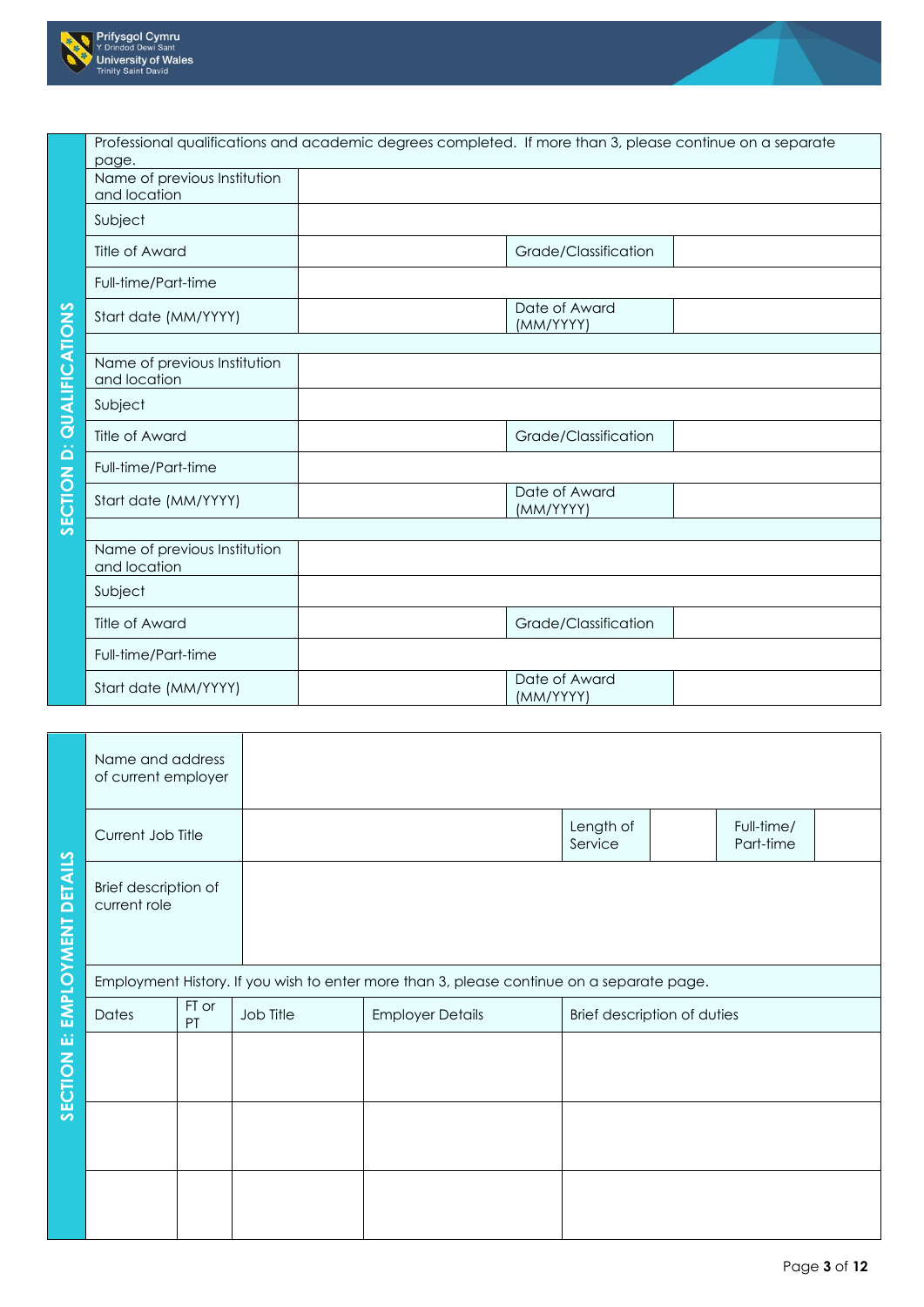## SECTION D: QUALIFICATIONS

Professional qualifications and academic degrees completed. If more than 3, please continue on a separate page.

| | | | |
|---|---|---|---|
| Name of previous Institution and location | | | |
| Subject | | | |
| Title of Award | | Grade/Classification | |
| Full-time/Part-time | | | |
| Start date (MM/YYYY) | | Date of Award (MM/YYYY) | |

| | | | |
|---|---|---|---|
| Name of previous Institution and location | | | |
| Subject | | | |
| Title of Award | | Grade/Classification | |
| Full-time/Part-time | | | |
| Start date (MM/YYYY) | | Date of Award (MM/YYYY) | |

| | | | |
|---|---|---|---|
| Name of previous Institution and location | | | |
| Subject | | | |
| Title of Award | | Grade/Classification | |
| Full-time/Part-time | | | |
| Start date (MM/YYYY) | | Date of Award (MM/YYYY) | |

## SECTION E: EMPLOYMENT DETAILS

| | | | | | |
|---|---|---|---|---|---|
| Name and address of current employer | | | | | |
| Current Job Title | | Length of Service | | Full-time/ Part-time | |
| Brief description of current role | | | | | |

Employment History. If you wish to enter more than 3, please continue on a separate page.

| Dates | FT or PT | Job Title | Employer Details | Brief description of duties |
|---|---|---|---|---|
| | | | | |
| | | | | |
| | | | | |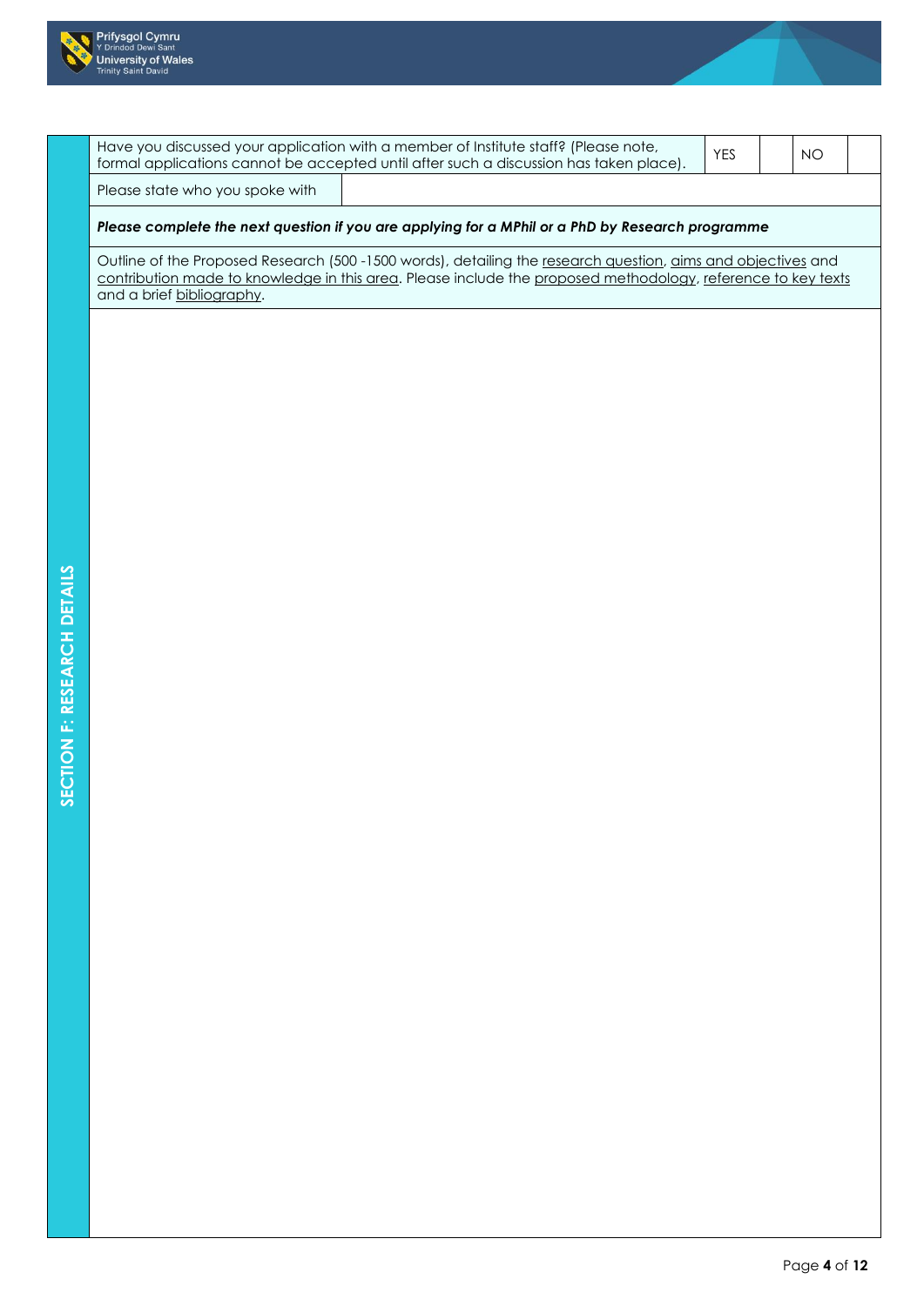## SECTION F: RESEARCH DETAILS

| Have you discussed your application with a member of Institute staff? (Please note, formal applications cannot be accepted until after such a discussion has taken place). | YES | | NO | |
|---|---|---|---|---|
| Please state who you spoke with | | | | |

***Please complete the next question if you are applying for a MPhil or a PhD by Research programme***

Outline of the Proposed Research (500 -1500 words), detailing the research question, aims and objectives and contribution made to knowledge in this area. Please include the proposed methodology, reference to key texts and a brief bibliography.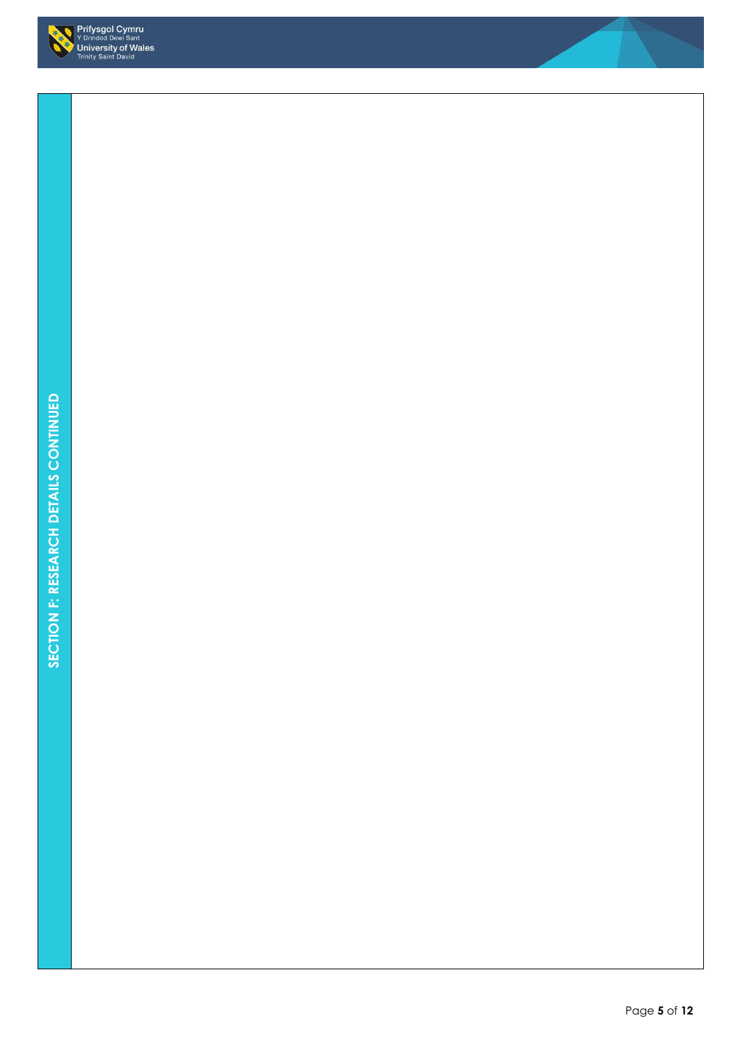## SECTION F: RESEARCH DETAILS CONTINUED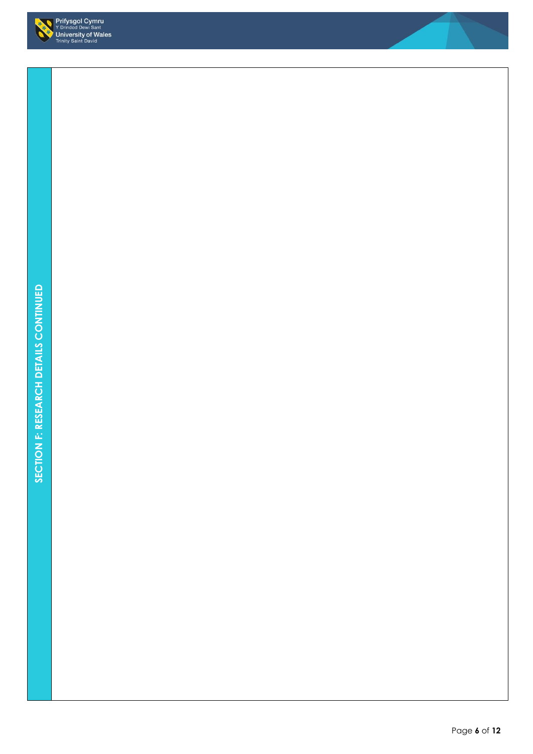SECTION F: RESEARCH DETAILS CONTINUED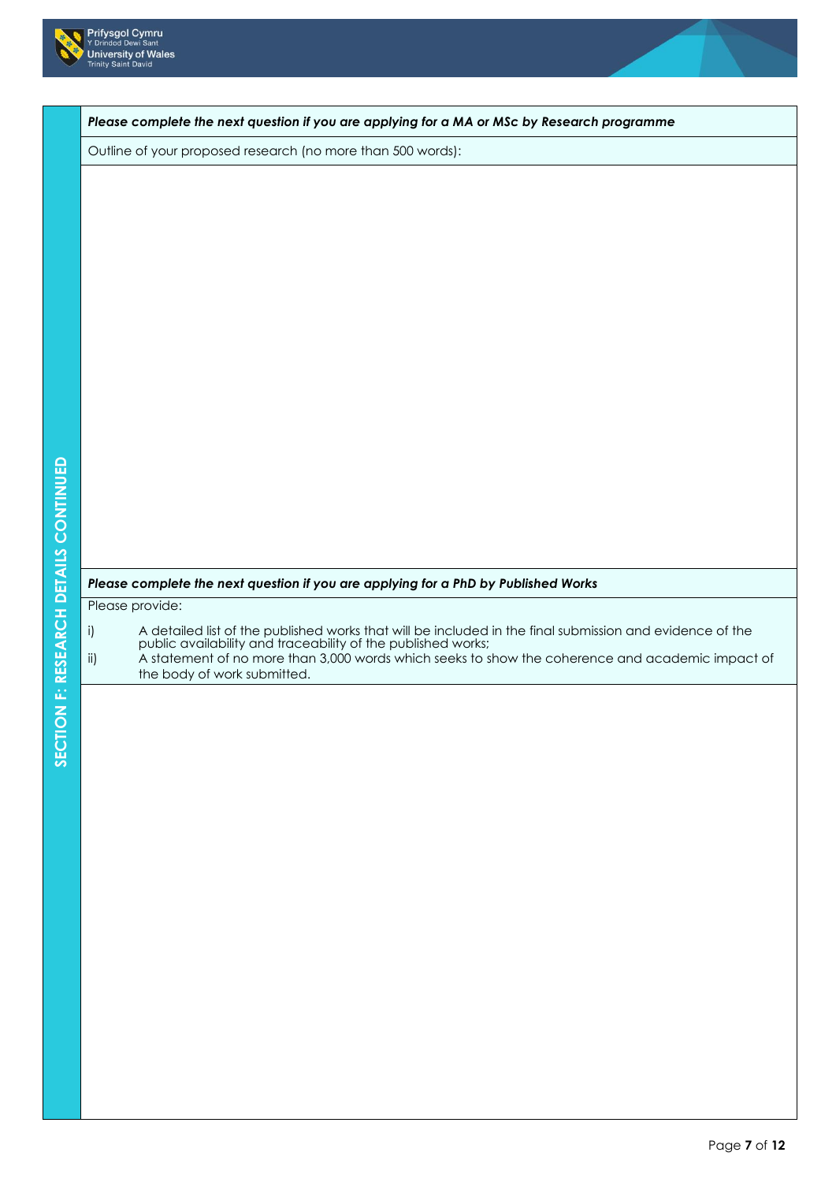## SECTION F: RESEARCH DETAILS CONTINUED

***Please complete the next question if you are applying for a MA or MSc by Research programme***

Outline of your proposed research (no more than 500 words):

***Please complete the next question if you are applying for a PhD by Published Works***

Please provide:

i) A detailed list of the published works that will be included in the final submission and evidence of the public availability and traceability of the published works;

ii) A statement of no more than 3,000 words which seeks to show the coherence and academic impact of the body of work submitted.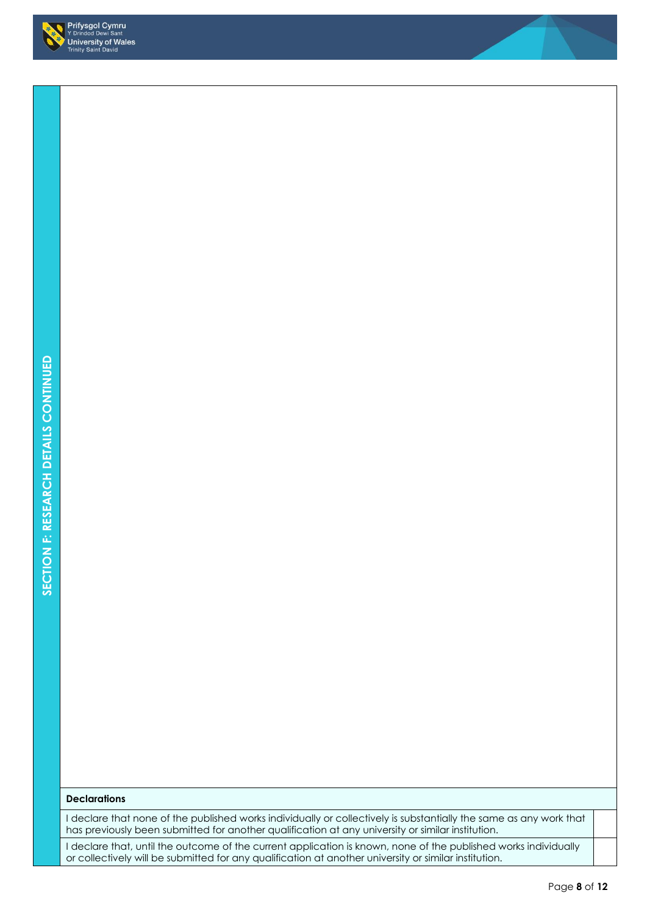**SECTION F: RESEARCH DETAILS CONTINUED**

| Declarations | |
|---|---|
| I declare that none of the published works individually or collectively is substantially the same as any work that has previously been submitted for another qualification at any university or similar institution. | |
| I declare that, until the outcome of the current application is known, none of the published works individually or collectively will be submitted for any qualification at another university or similar institution. | |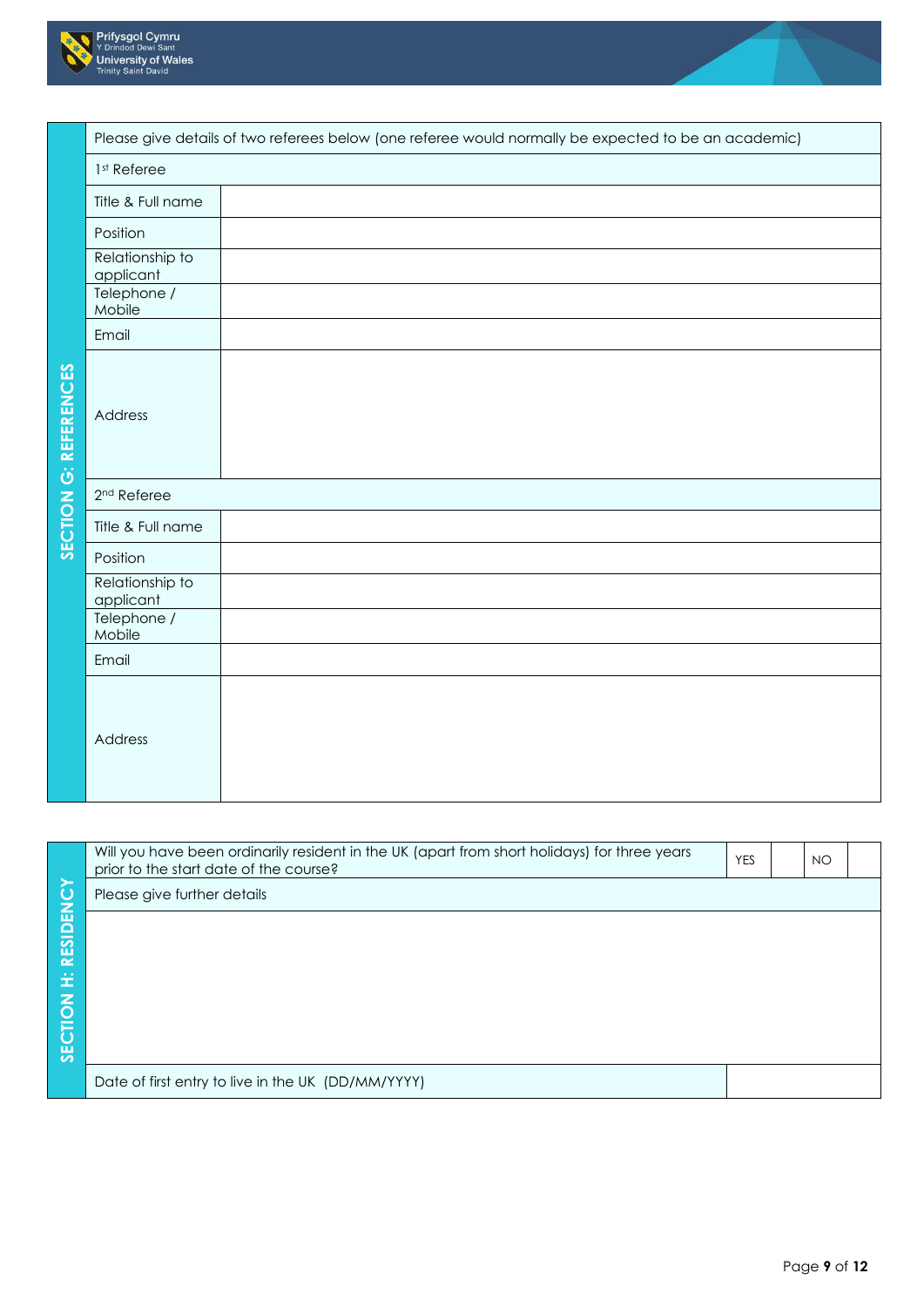## SECTION G: REFERENCES

Please give details of two referees below (one referee would normally be expected to be an academic)

| 1st Referee | |
|---|---|
| Title & Full name | |
| Position | |
| Relationship to applicant | |
| Telephone / Mobile | |
| Email | |
| Address | |

| 2nd Referee | |
|---|---|
| Title & Full name | |
| Position | |
| Relationship to applicant | |
| Telephone / Mobile | |
| Email | |
| Address | |

## SECTION H: RESIDENCY

| Will you have been ordinarily resident in the UK (apart from short holidays) for three years prior to the start date of the course? | YES | | NO | |
|---|---|---|---|---|
| Please give further details | | | | |
| | | | | |
| Date of first entry to live in the UK (DD/MM/YYYY) | | | | |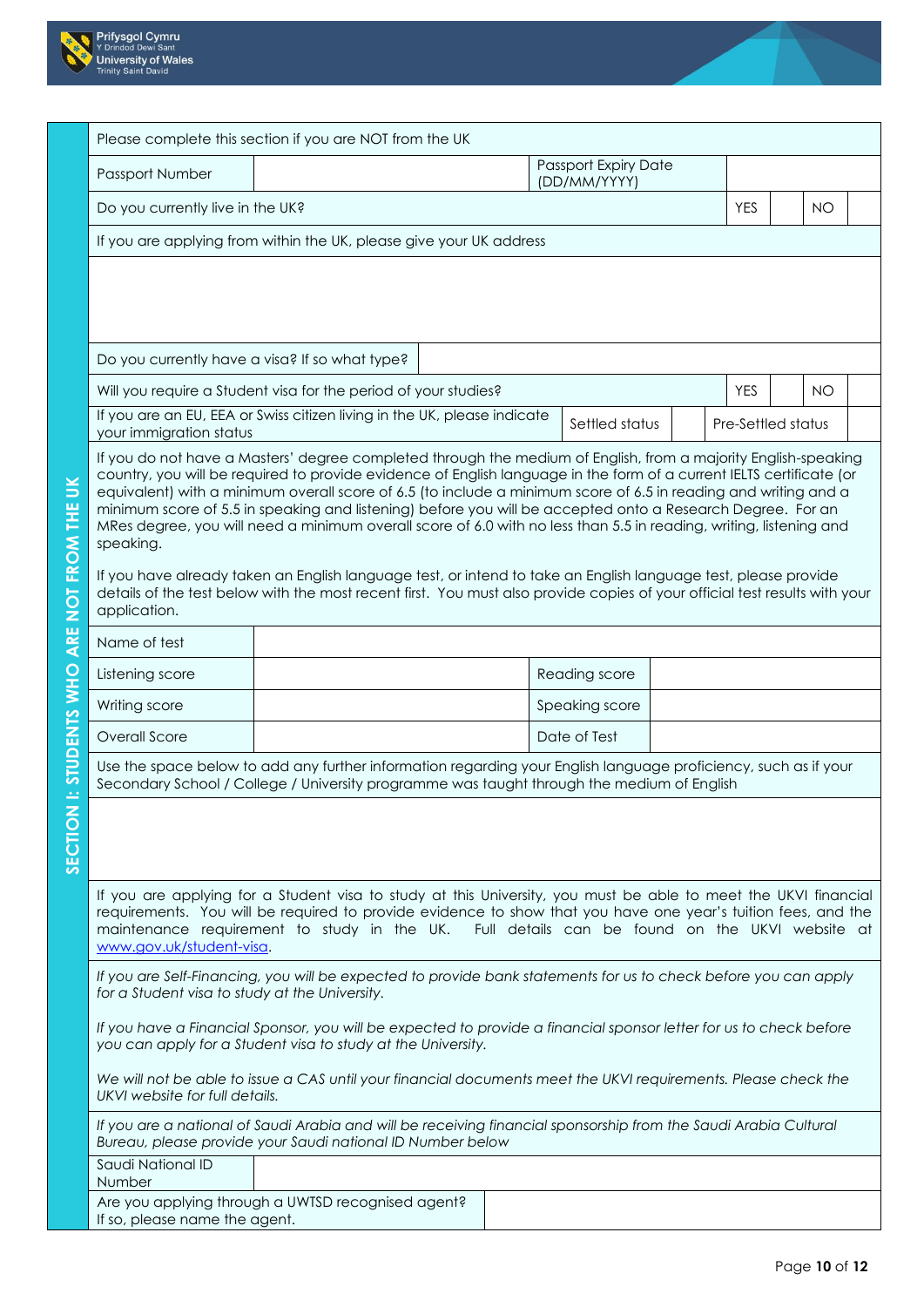## SECTION I: STUDENTS WHO ARE NOT FROM THE UK

Please complete this section if you are NOT from the UK

| Passport Number | | Passport Expiry Date (DD/MM/YYYY) | |
|---|---|---|---|

| Do you currently live in the UK? | YES | | NO | |
|---|---|---|---|---|

If you are applying from within the UK, please give your UK address

| Do you currently have a visa? If so what type? | |
|---|---|

| Will you require a Student visa for the period of your studies? | YES | | NO | |
|---|---|---|---|---|

| If you are an EU, EEA or Swiss citizen living in the UK, please indicate your immigration status | Settled status | | Pre-Settled status | |
|---|---|---|---|---|

If you do not have a Masters' degree completed through the medium of English, from a majority English-speaking country, you will be required to provide evidence of English language in the form of a current IELTS certificate (or equivalent) with a minimum overall score of 6.5 (to include a minimum score of 6.5 in reading and writing and a minimum score of 5.5 in speaking and listening) before you will be accepted onto a Research Degree. For an MRes degree, you will need a minimum overall score of 6.0 with no less than 5.5 in reading, writing, listening and speaking.

If you have already taken an English language test, or intend to take an English language test, please provide details of the test below with the most recent first. You must also provide copies of your official test results with your application.

| Name of test | | | |
|---|---|---|---|
| Listening score | | Reading score | |
| Writing score | | Speaking score | |
| Overall Score | | Date of Test | |

Use the space below to add any further information regarding your English language proficiency, such as if your Secondary School / College / University programme was taught through the medium of English

If you are applying for a Student visa to study at this University, you must be able to meet the UKVI financial requirements. You will be required to provide evidence to show that you have one year's tuition fees, and the maintenance requirement to study in the UK. Full details can be found on the UKVI website at www.gov.uk/student-visa.

*If you are Self-Financing, you will be expected to provide bank statements for us to check before you can apply for a Student visa to study at the University.*

*If you have a Financial Sponsor, you will be expected to provide a financial sponsor letter for us to check before you can apply for a Student visa to study at the University.*

*We will not be able to issue a CAS until your financial documents meet the UKVI requirements. Please check the UKVI website for full details.*

*If you are a national of Saudi Arabia and will be receiving financial sponsorship from the Saudi Arabia Cultural Bureau, please provide your Saudi national ID Number below*

| Saudi National ID Number | |
|---|---|

| Are you applying through a UWTSD recognised agent? If so, please name the agent. | |
|---|---|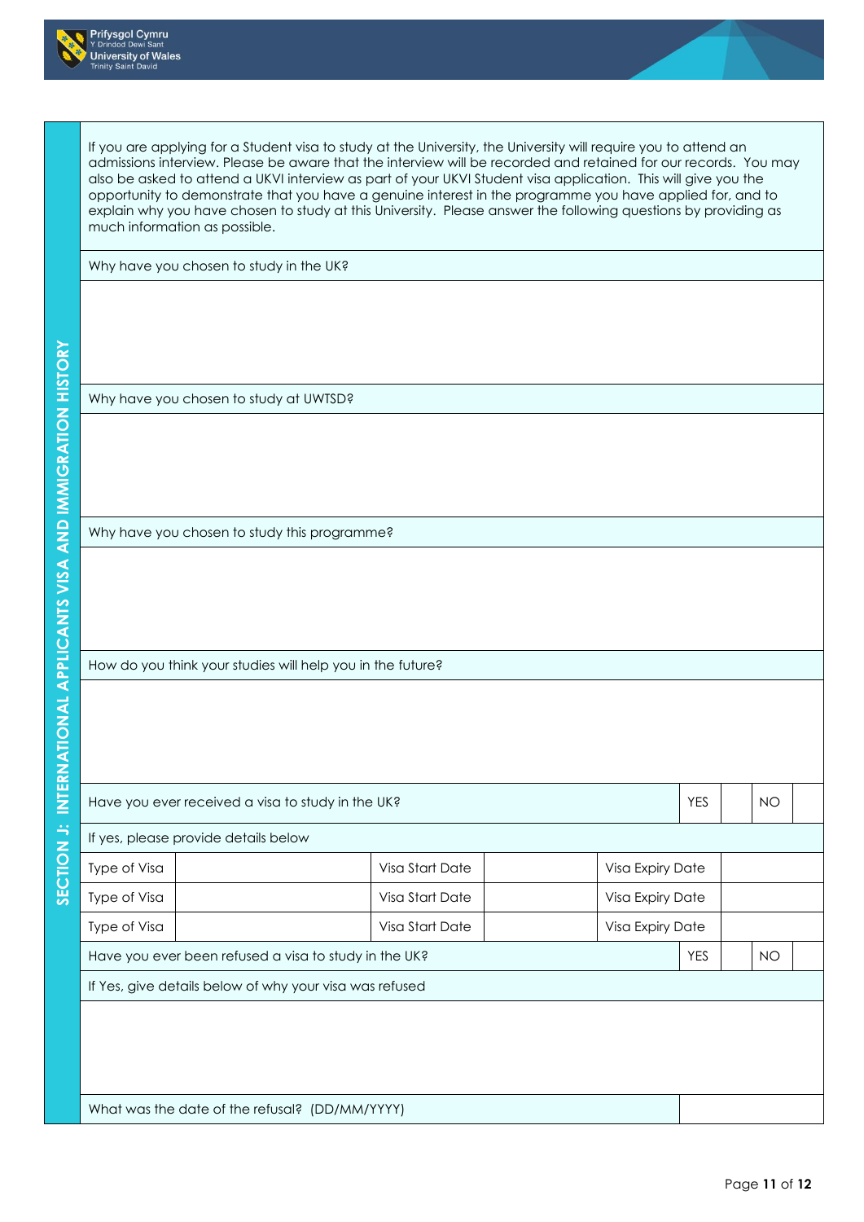## SECTION J: INTERNATIONAL APPLICANTS VISA AND IMMIGRATION HISTORY

If you are applying for a Student visa to study at the University, the University will require you to attend an admissions interview. Please be aware that the interview will be recorded and retained for our records. You may also be asked to attend a UKVI interview as part of your UKVI Student visa application. This will give you the opportunity to demonstrate that you have a genuine interest in the programme you have applied for, and to explain why you have chosen to study at this University. Please answer the following questions by providing as much information as possible.

Why have you chosen to study in the UK?

Why have you chosen to study at UWTSD?

Why have you chosen to study this programme?

How do you think your studies will help you in the future?

| Have you ever received a visa to study in the UK? | | | | YES | | NO | |
|---|---|---|---|---|---|---|---|
| If yes, please provide details below | | | | | | | |
| Type of Visa | | Visa Start Date | | Visa Expiry Date | | | |
| Type of Visa | | Visa Start Date | | Visa Expiry Date | | | |
| Type of Visa | | Visa Start Date | | Visa Expiry Date | | | |
| Have you ever been refused a visa to study in the UK? | | | | YES | | NO | |

If Yes, give details below of why your visa was refused

| What was the date of the refusal? (DD/MM/YYYY) | |
|---|---|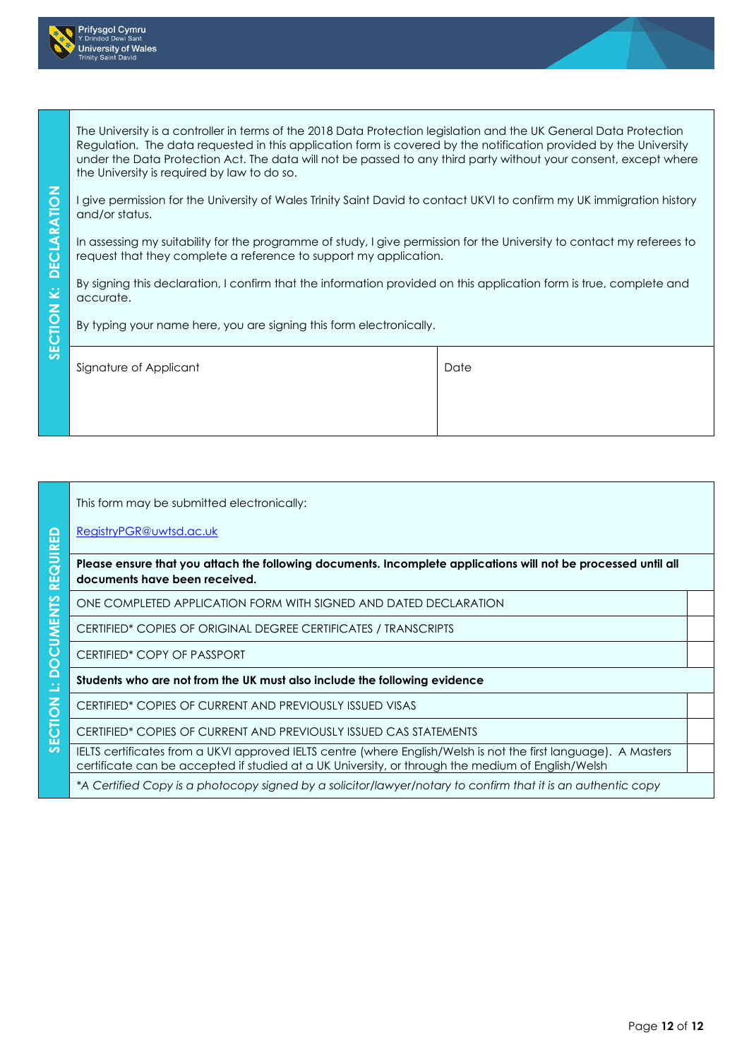## SECTION K: DECLARATION

The University is a controller in terms of the 2018 Data Protection legislation and the UK General Data Protection Regulation. The data requested in this application form is covered by the notification provided by the University under the Data Protection Act. The data will not be passed to any third party without your consent, except where the University is required by law to do so.

I give permission for the University of Wales Trinity Saint David to contact UKVI to confirm my UK immigration history and/or status.

In assessing my suitability for the programme of study, I give permission for the University to contact my referees to request that they complete a reference to support my application.

By signing this declaration, I confirm that the information provided on this application form is true, complete and accurate.

By typing your name here, you are signing this form electronically.

| Signature of Applicant | Date |
|---|---|
| | |

## SECTION L: DOCUMENTS REQUIRED

This form may be submitted electronically:

RegistryPGR@uwtsd.ac.uk

**Please ensure that you attach the following documents. Incomplete applications will not be processed until all documents have been received.**

| | |
|---|---|
| ONE COMPLETED APPLICATION FORM WITH SIGNED AND DATED DECLARATION | |
| CERTIFIED* COPIES OF ORIGINAL DEGREE CERTIFICATES / TRANSCRIPTS | |
| CERTIFIED* COPY OF PASSPORT | |
| **Students who are not from the UK must also include the following evidence** | |
| CERTIFIED* COPIES OF CURRENT AND PREVIOUSLY ISSUED VISAS | |
| CERTIFIED* COPIES OF CURRENT AND PREVIOUSLY ISSUED CAS STATEMENTS | |
| IELTS certificates from a UKVI approved IELTS centre (where English/Welsh is not the first language). A Masters certificate can be accepted if studied at a UK University, or through the medium of English/Welsh | |

*\*A Certified Copy is a photocopy signed by a solicitor/lawyer/notary to confirm that it is an authentic copy*